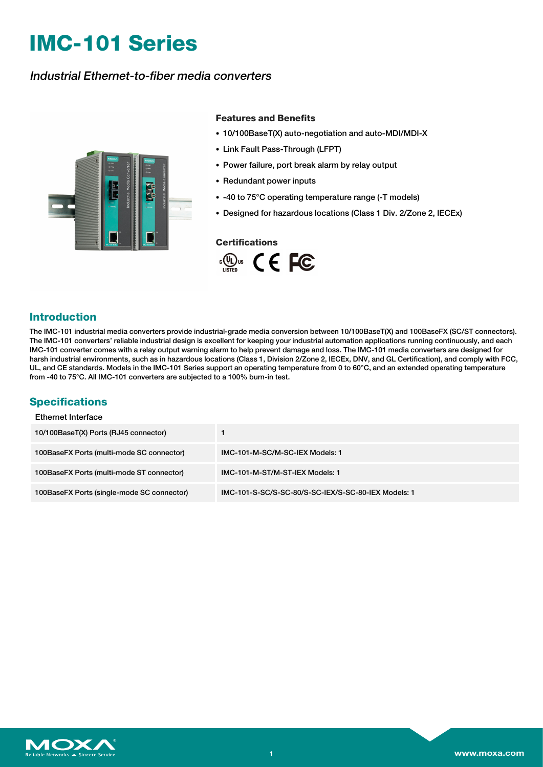# IMC-101 Series

*Industrial Ethernet-to-fiber media converters*

### Features and Benefits

- 10/100BaseT(X) auto-negotiation and auto-MDI/MDI-X
- Link Fault Pass-Through (LFPT)
- Power failure, port break alarm by relay output
- Redundant power inputs
- -40 to 75°C operating temperature range (-T models)
- Designed for hazardous locations (Class 1 Div. 2/Zone 2, IECEx)

### Certifications

## Introduction

The IMC-101 industrial media converters provide industrial-grade media conversion between 10/100BaseT(X) and 100BaseFX (SC/ST connectors). The IMC-101 converters' reliable industrial design is excellent for keeping your industrial automation applications running continuously, and each IMC-101 converter comes with a relay output warning alarm to help prevent damage and loss. The IMC-101 media converters are designed for harsh industrial environments, such as in hazardous locations (Class 1, Division 2/Zone 2, IECEx, DNV, and GL Certification), and comply with FCC, UL, and CE standards. Models in the IMC-101 Series support an operating temperature from 0 to 60°C, and an extended operating temperature from -40 to 75°C. All IMC-101 converters are subjected to a 100% burn-in test.

## Specifications

Ethernet Interface

| | |
|---|---|
| 10/100BaseT(X) Ports (RJ45 connector) | 1 |
| 100BaseFX Ports (multi-mode SC connector) | IMC-101-M-SC/M-SC-IEX Models: 1 |
| 100BaseFX Ports (multi-mode ST connector) | IMC-101-M-ST/M-ST-IEX Models: 1 |
| 100BaseFX Ports (single-mode SC connector) | IMC-101-S-SC/S-SC-80/S-SC-IEX/S-SC-80-IEX Models: 1 |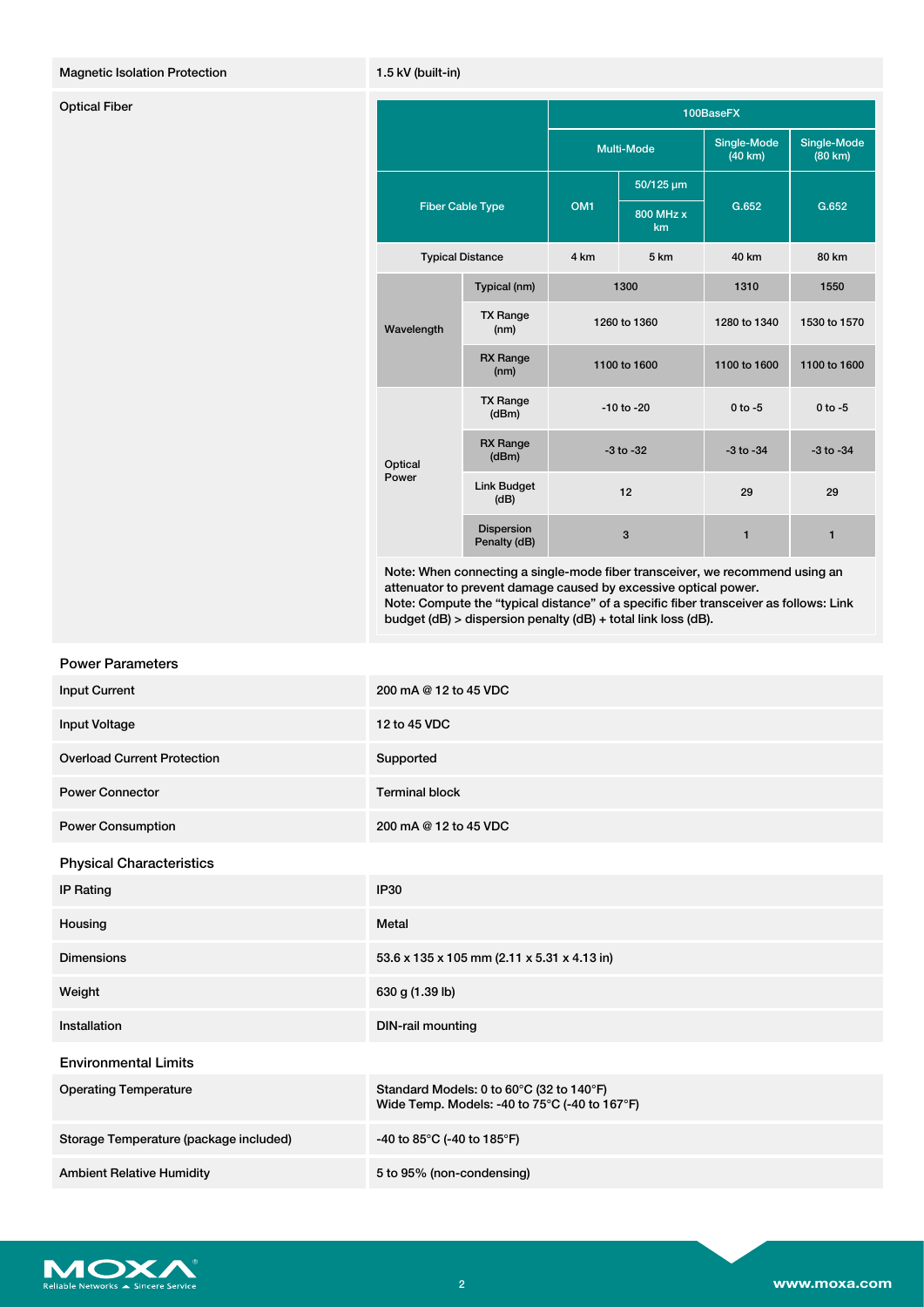| Magnetic Isolation Protection | 1.5 kV (built-in) |
|---|---|

**Optical Fiber**

| | | 100BaseFX | | | |
|---|---|---|---|---|---|
| | | Multi-Mode | | Single-Mode (40 km) | Single-Mode (80 km) |
| Fiber Cable Type | | OM1 | 50/125 µm 800 MHz x km | G.652 | G.652 |
| Typical Distance | | 4 km | 5 km | 40 km | 80 km |
| Wavelength | Typical (nm) | 1300 | | 1310 | 1550 |
| | TX Range (nm) | 1260 to 1360 | | 1280 to 1340 | 1530 to 1570 |
| | RX Range (nm) | 1100 to 1600 | | 1100 to 1600 | 1100 to 1600 |
| Optical Power | TX Range (dBm) | -10 to -20 | | 0 to -5 | 0 to -5 |
| | RX Range (dBm) | -3 to -32 | | -3 to -34 | -3 to -34 |
| | Link Budget (dB) | 12 | | 29 | 29 |
| | Dispersion Penalty (dB) | 3 | | 1 | 1 |

Note: When connecting a single-mode fiber transceiver, we recommend using an attenuator to prevent damage caused by excessive optical power.
Note: Compute the "typical distance" of a specific fiber transceiver as follows: Link budget (dB) > dispersion penalty (dB) + total link loss (dB).

## Power Parameters

| | |
|---|---|
| Input Current | 200 mA @ 12 to 45 VDC |
| Input Voltage | 12 to 45 VDC |
| Overload Current Protection | Supported |
| Power Connector | Terminal block |
| Power Consumption | 200 mA @ 12 to 45 VDC |

## Physical Characteristics

| | |
|---|---|
| IP Rating | IP30 |
| Housing | Metal |
| Dimensions | 53.6 x 135 x 105 mm (2.11 x 5.31 x 4.13 in) |
| Weight | 630 g (1.39 lb) |
| Installation | DIN-rail mounting |

## Environmental Limits

| | |
|---|---|
| Operating Temperature | Standard Models: 0 to 60°C (32 to 140°F)<br>Wide Temp. Models: -40 to 75°C (-40 to 167°F) |
| Storage Temperature (package included) | -40 to 85°C (-40 to 185°F) |
| Ambient Relative Humidity | 5 to 95% (non-condensing) |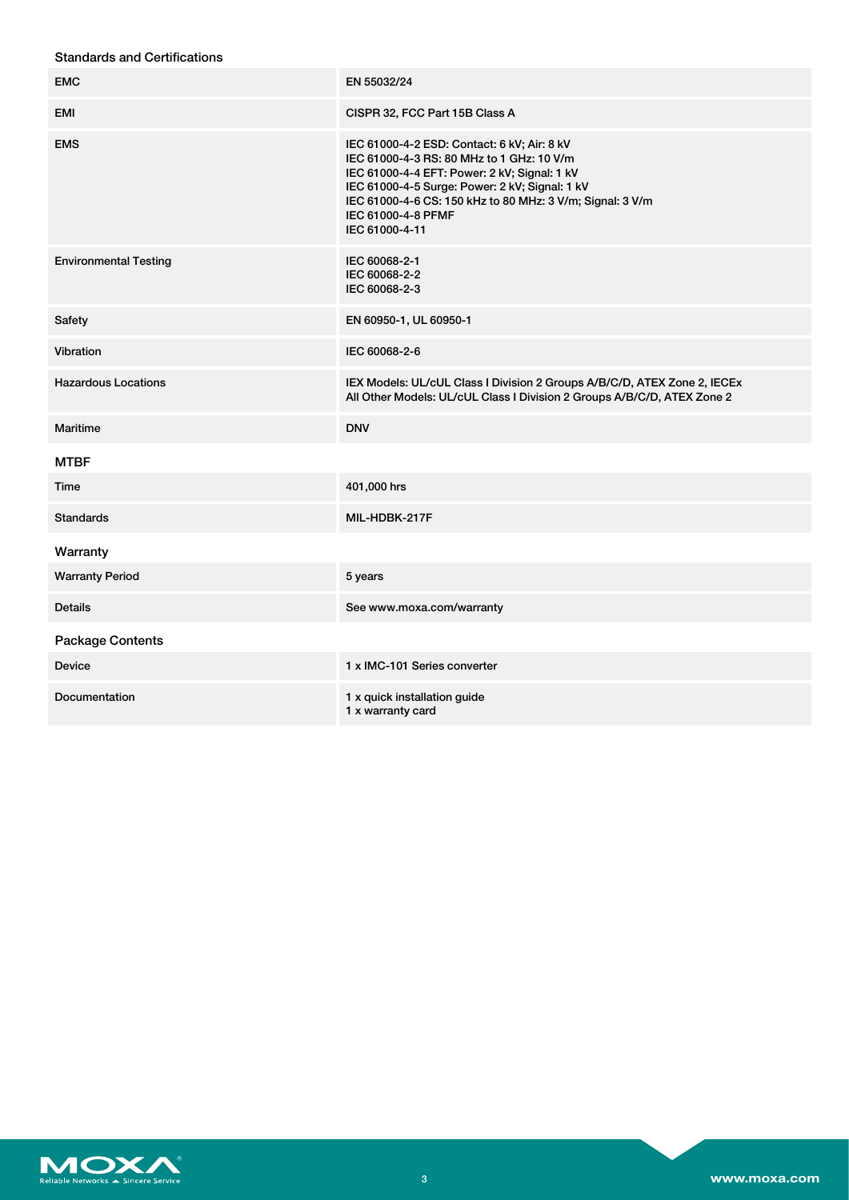### Standards and Certifications

| | |
|---|---|
| EMC | EN 55032/24 |
| EMI | CISPR 32, FCC Part 15B Class A |
| EMS | IEC 61000-4-2 ESD: Contact: 6 kV; Air: 8 kV<br>IEC 61000-4-3 RS: 80 MHz to 1 GHz: 10 V/m<br>IEC 61000-4-4 EFT: Power: 2 kV; Signal: 1 kV<br>IEC 61000-4-5 Surge: Power: 2 kV; Signal: 1 kV<br>IEC 61000-4-6 CS: 150 kHz to 80 MHz: 3 V/m; Signal: 3 V/m<br>IEC 61000-4-8 PFMF<br>IEC 61000-4-11 |
| Environmental Testing | IEC 60068-2-1<br>IEC 60068-2-2<br>IEC 60068-2-3 |
| Safety | EN 60950-1, UL 60950-1 |
| Vibration | IEC 60068-2-6 |
| Hazardous Locations | IEX Models: UL/cUL Class I Division 2 Groups A/B/C/D, ATEX Zone 2, IECEx<br>All Other Models: UL/cUL Class I Division 2 Groups A/B/C/D, ATEX Zone 2 |
| Maritime | DNV |

### MTBF

| | |
|---|---|
| Time | 401,000 hrs |
| Standards | MIL-HDBK-217F |

### Warranty

| | |
|---|---|
| Warranty Period | 5 years |
| Details | See www.moxa.com/warranty |

### Package Contents

| | |
|---|---|
| Device | 1 x IMC-101 Series converter |
| Documentation | 1 x quick installation guide<br>1 x warranty card |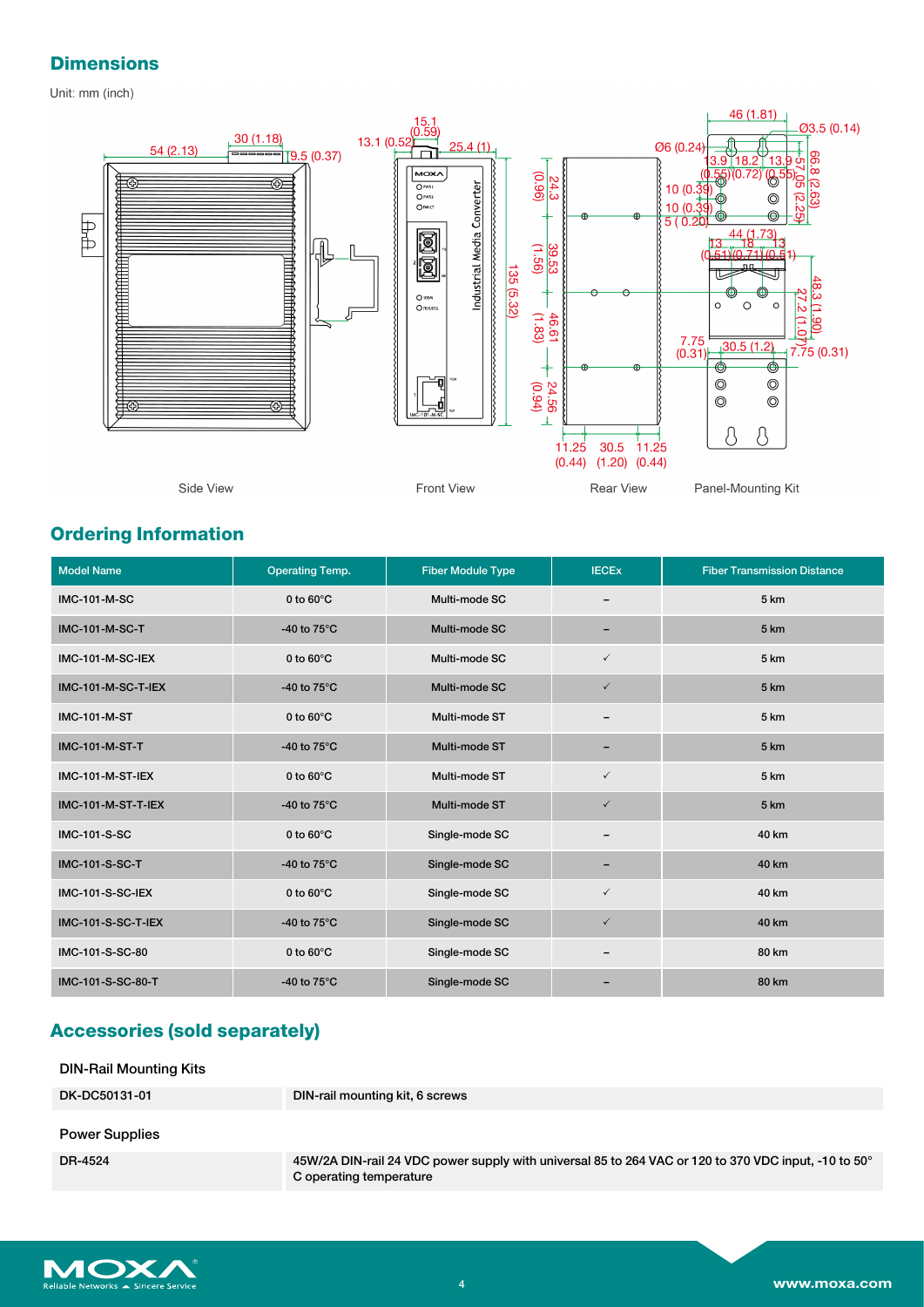## Dimensions

Unit: mm (inch)

Side View

Front View

Rear View

Panel-Mounting Kit

## Ordering Information

| Model Name | Operating Temp. | Fiber Module Type | IECEx | Fiber Transmission Distance |
|---|---|---|---|---|
| IMC-101-M-SC | 0 to 60°C | Multi-mode SC | – | 5 km |
| IMC-101-M-SC-T | -40 to 75°C | Multi-mode SC | – | 5 km |
| IMC-101-M-SC-IEX | 0 to 60°C | Multi-mode SC | ✓ | 5 km |
| IMC-101-M-SC-T-IEX | -40 to 75°C | Multi-mode SC | ✓ | 5 km |
| IMC-101-M-ST | 0 to 60°C | Multi-mode ST | – | 5 km |
| IMC-101-M-ST-T | -40 to 75°C | Multi-mode ST | – | 5 km |
| IMC-101-M-ST-IEX | 0 to 60°C | Multi-mode ST | ✓ | 5 km |
| IMC-101-M-ST-T-IEX | -40 to 75°C | Multi-mode ST | ✓ | 5 km |
| IMC-101-S-SC | 0 to 60°C | Single-mode SC | – | 40 km |
| IMC-101-S-SC-T | -40 to 75°C | Single-mode SC | – | 40 km |
| IMC-101-S-SC-IEX | 0 to 60°C | Single-mode SC | ✓ | 40 km |
| IMC-101-S-SC-T-IEX | -40 to 75°C | Single-mode SC | ✓ | 40 km |
| IMC-101-S-SC-80 | 0 to 60°C | Single-mode SC | – | 80 km |
| IMC-101-S-SC-80-T | -40 to 75°C | Single-mode SC | – | 80 km |

## Accessories (sold separately)

**DIN-Rail Mounting Kits**

| | |
|---|---|
| DK-DC50131-01 | DIN-rail mounting kit, 6 screws |

**Power Supplies**

| | |
|---|---|
| DR-4524 | 45W/2A DIN-rail 24 VDC power supply with universal 85 to 264 VAC or 120 to 370 VDC input, -10 to 50°C operating temperature |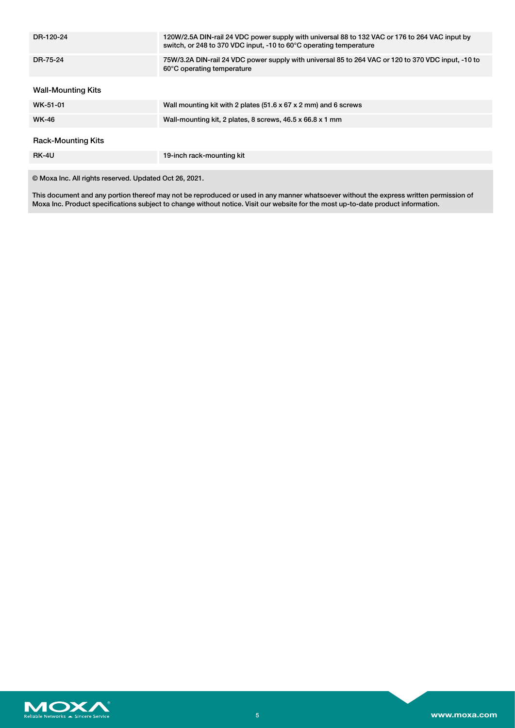| | |
|---|---|
| DR-120-24 | 120W/2.5A DIN-rail 24 VDC power supply with universal 88 to 132 VAC or 176 to 264 VAC input by switch, or 248 to 370 VDC input, -10 to 60°C operating temperature |
| DR-75-24 | 75W/3.2A DIN-rail 24 VDC power supply with universal 85 to 264 VAC or 120 to 370 VDC input, -10 to 60°C operating temperature |

### Wall-Mounting Kits

| | |
|---|---|
| WK-51-01 | Wall mounting kit with 2 plates (51.6 x 67 x 2 mm) and 6 screws |
| WK-46 | Wall-mounting kit, 2 plates, 8 screws, 46.5 x 66.8 x 1 mm |

### Rack-Mounting Kits

| | |
|---|---|
| RK-4U | 19-inch rack-mounting kit |

© Moxa Inc. All rights reserved. Updated Oct 26, 2021.

This document and any portion thereof may not be reproduced or used in any manner whatsoever without the express written permission of Moxa Inc. Product specifications subject to change without notice. Visit our website for the most up-to-date product information.